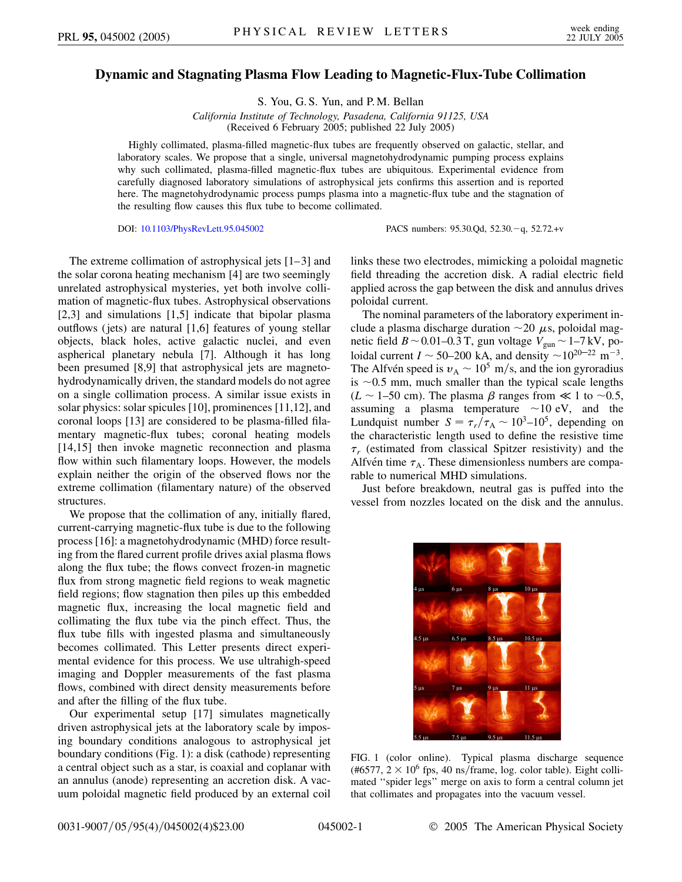# Dynamic and Stagnating Plasma Flow Leading to Magnetic-Flux-Tube Collimation

S. You, G. S. Yun, and P. M. Bellan

*California Institute of Technology, Pasadena, California 91125, USA*
(Received 6 February 2005; published 22 July 2005)

Highly collimated, plasma-filled magnetic-flux tubes are frequently observed on galactic, stellar, and laboratory scales. We propose that a single, universal magnetohydrodynamic pumping process explains why such collimated, plasma-filled magnetic-flux tubes are ubiquitous. Experimental evidence from carefully diagnosed laboratory simulations of astrophysical jets confirms this assertion and is reported here. The magnetohydrodynamic process pumps plasma into a magnetic-flux tube and the stagnation of the resulting flow causes this flux tube to become collimated.

DOI: 10.1103/PhysRevLett.95.045002

PACS numbers: 95.30.Qd, 52.30.−q, 52.72.+v

The extreme collimation of astrophysical jets [1–3] and the solar corona heating mechanism [4] are two seemingly unrelated astrophysical mysteries, yet both involve collimation of magnetic-flux tubes. Astrophysical observations [2,3] and simulations [1,5] indicate that bipolar plasma outflows (jets) are natural [1,6] features of young stellar objects, black holes, active galactic nuclei, and even aspherical planetary nebula [7]. Although it has long been presumed [8,9] that astrophysical jets are magnetohydrodynamically driven, the standard models do not agree on a single collimation process. A similar issue exists in solar physics: solar spicules [10], prominences [11,12], and coronal loops [13] are considered to be plasma-filled filamentary magnetic-flux tubes; coronal heating models [14,15] then invoke magnetic reconnection and plasma flow within such filamentary loops. However, the models explain neither the origin of the observed flows nor the extreme collimation (filamentary nature) of the observed structures.

We propose that the collimation of any, initially flared, current-carrying magnetic-flux tube is due to the following process [16]: a magnetohydrodynamic (MHD) force resulting from the flared current profile drives axial plasma flows along the flux tube; the flows convect frozen-in magnetic flux from strong magnetic field regions to weak magnetic field regions; flow stagnation then piles up this embedded magnetic flux, increasing the local magnetic field and collimating the flux tube via the pinch effect. Thus, the flux tube fills with ingested plasma and simultaneously becomes collimated. This Letter presents direct experimental evidence for this process. We use ultrahigh-speed imaging and Doppler measurements of the fast plasma flows, combined with direct density measurements before and after the filling of the flux tube.

Our experimental setup [17] simulates magnetically driven astrophysical jets at the laboratory scale by imposing boundary conditions analogous to astrophysical jet boundary conditions (Fig. 1): a disk (cathode) representing a central object such as a star, is coaxial and coplanar with an annulus (anode) representing an accretion disk. A vacuum poloidal magnetic field produced by an external coil links these two electrodes, mimicking a poloidal magnetic field threading the accretion disk. A radial electric field applied across the gap between the disk and annulus drives poloidal current.

The nominal parameters of the laboratory experiment include a plasma discharge duration $\sim 20\ \mu$s, poloidal magnetic field $B \sim 0.01$–$0.3$ T, gun voltage $V_{\rm gun} \sim 1$–$7$ kV, poloidal current $I \sim 50$–$200$ kA, and density $\sim 10^{20-22}\ \mathrm{m}^{-3}$. The Alfvén speed is $v_A \sim 10^5$ m/s, and the ion gyroradius is $\sim 0.5$ mm, much smaller than the typical scale lengths ($L \sim 1$–$50$ cm). The plasma $\beta$ ranges from $\ll 1$ to $\sim 0.5$, assuming a plasma temperature $\sim 10$ eV, and the Lundquist number $S = \tau_r/\tau_A \sim 10^3$–$10^5$, depending on the characteristic length used to define the resistive time $\tau_r$ (estimated from classical Spitzer resistivity) and the Alfvén time $\tau_A$. These dimensionless numbers are comparable to numerical MHD simulations.

Just before breakdown, neutral gas is puffed into the vessel from nozzles located on the disk and the annulus.

FIG. 1 (color online). Typical plasma discharge sequence (#6577, $2 \times 10^6$ fps, 40 ns/frame, log. color table). Eight collimated "spider legs" merge on axis to form a central column jet that collimates and propagates into the vacuum vessel.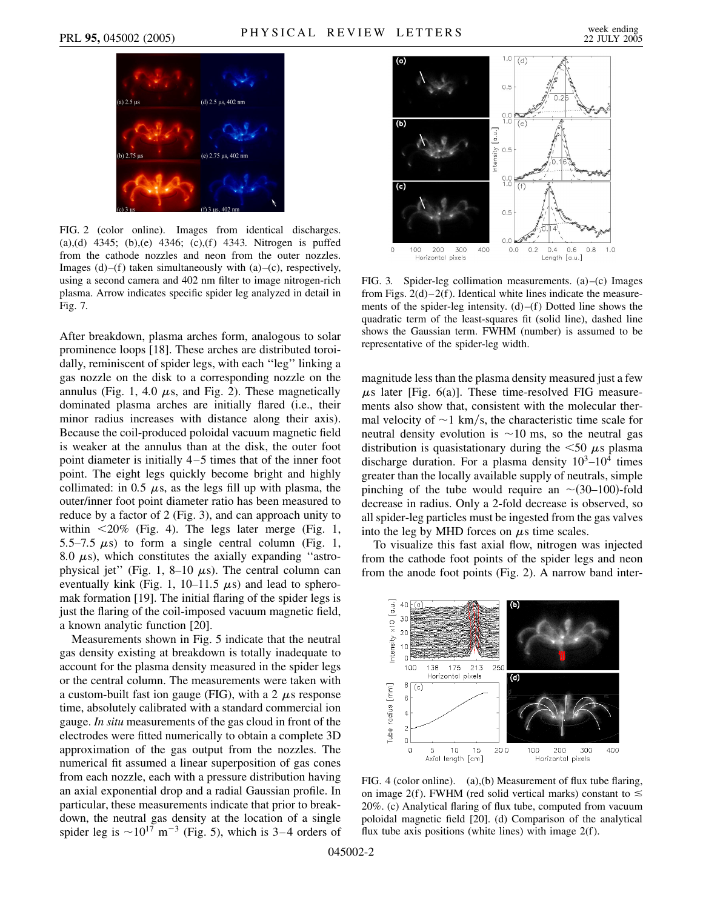FIG. 2 (color online). Images from identical discharges. (a),(d) 4345; (b),(e) 4346; (c),(f) 4343. Nitrogen is puffed from the cathode nozzles and neon from the outer nozzles. Images (d)–(f) taken simultaneously with (a)–(c), respectively, using a second camera and 402 nm filter to image nitrogen-rich plasma. Arrow indicates specific spider leg analyzed in detail in Fig. 7.

After breakdown, plasma arches form, analogous to solar prominence loops [18]. These arches are distributed toroidally, reminiscent of spider legs, with each "leg" linking a gas nozzle on the disk to a corresponding nozzle on the annulus (Fig. 1, 4.0 $\mu$s, and Fig. 2). These magnetically dominated plasma arches are initially flared (i.e., their minor radius increases with distance along their axis). Because the coil-produced poloidal vacuum magnetic field is weaker at the annulus than at the disk, the outer foot point diameter is initially 4–5 times that of the inner foot point. The eight legs quickly become bright and highly collimated: in 0.5 $\mu$s, as the legs fill up with plasma, the outer/inner foot point diameter ratio has been measured to reduce by a factor of 2 (Fig. 3), and can approach unity to within <20% (Fig. 4). The legs later merge (Fig. 1, 5.5–7.5 $\mu$s) to form a single central column (Fig. 1, 8.0 $\mu$s), which constitutes the axially expanding "astrophysical jet" (Fig. 1, 8–10 $\mu$s). The central column can eventually kink (Fig. 1, 10–11.5 $\mu$s) and lead to spheromak formation [19]. The initial flaring of the spider legs is just the flaring of the coil-imposed vacuum magnetic field, a known analytic function [20].

Measurements shown in Fig. 5 indicate that the neutral gas density existing at breakdown is totally inadequate to account for the plasma density measured in the spider legs or the central column. The measurements were taken with a custom-built fast ion gauge (FIG), with a 2 $\mu$s response time, absolutely calibrated with a standard commercial ion gauge. *In situ* measurements of the gas cloud in front of the electrodes were fitted numerically to obtain a complete 3D approximation of the gas output from the nozzles. The numerical fit assumed a linear superposition of gas cones from each nozzle, each with a pressure distribution having an axial exponential drop and a radial Gaussian profile. In particular, these measurements indicate that prior to breakdown, the neutral gas density at the location of a single spider leg is $\sim 10^{17}$ m$^{-3}$ (Fig. 5), which is 3–4 orders of magnitude less than the plasma density measured just a few $\mu$s later [Fig. 6(a)]. These time-resolved FIG measurements also show that, consistent with the molecular thermal velocity of $\sim 1$ km/s, the characteristic time scale for neutral density evolution is $\sim 10$ ms, so the neutral gas distribution is quasistationary during the <50 $\mu$s plasma discharge duration. For a plasma density $10^3$–$10^4$ times greater than the locally available supply of neutrals, simple pinching of the tube would require an $\sim$(30–100)-fold decrease in radius. Only a 2-fold decrease is observed, so all spider-leg particles must be ingested from the gas valves into the leg by MHD forces on $\mu$s time scales.

FIG. 3. Spider-leg collimation measurements. (a)–(c) Images from Figs. 2(d)–2(f). Identical white lines indicate the measurements of the spider-leg intensity. (d)–(f) Dotted line shows the quadratic term of the least-squares fit (solid line), dashed line shows the Gaussian term. FWHM (number) is assumed to be representative of the spider-leg width.

To visualize this fast axial flow, nitrogen was injected from the cathode foot points of the spider legs and neon from the anode foot points (Fig. 2). A narrow band inter-

FIG. 4 (color online). (a),(b) Measurement of flux tube flaring, on image 2(f). FWHM (red solid vertical marks) constant to $\lesssim$ 20%. (c) Analytical flaring of flux tube, computed from vacuum poloidal magnetic field [20]. (d) Comparison of the analytical flux tube axis positions (white lines) with image 2(f).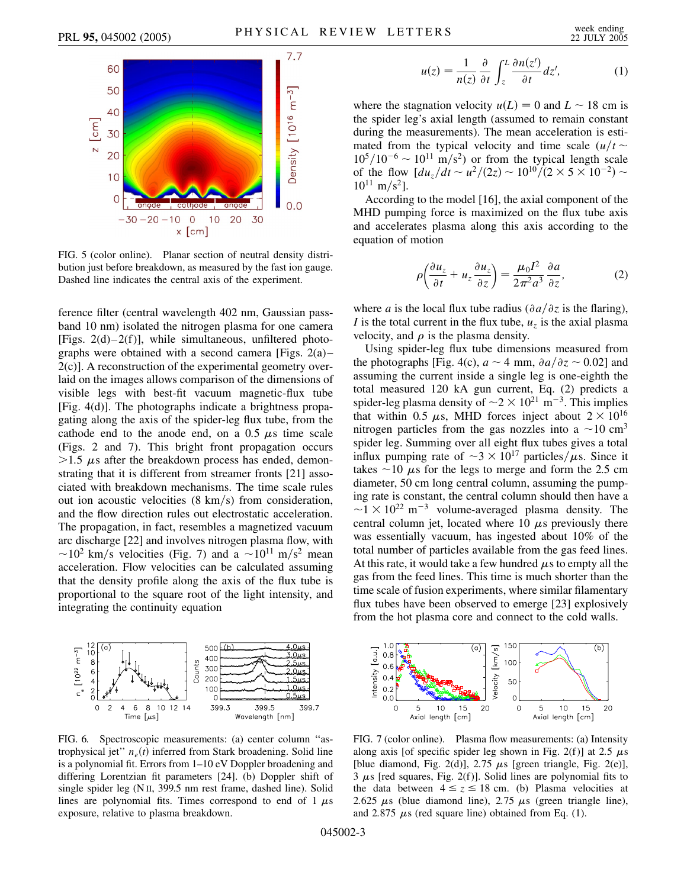FIG. 5 (color online). Planar section of neutral density distribution just before breakdown, as measured by the fast ion gauge. Dashed line indicates the central axis of the experiment.

ference filter (central wavelength 402 nm, Gaussian passband 10 nm) isolated the nitrogen plasma for one camera [Figs. 2(d)–2(f)], while simultaneous, unfiltered photographs were obtained with a second camera [Figs. 2(a)–2(c)]. A reconstruction of the experimental geometry overlaid on the images allows comparison of the dimensions of visible legs with best-fit vacuum magnetic-flux tube [Fig. 4(d)]. The photographs indicate a brightness propagating along the axis of the spider-leg flux tube, from the cathode end to the anode end, on a 0.5 $\mu$s time scale (Figs. 2 and 7). This bright front propagation occurs $>1.5$ $\mu$s after the breakdown process has ended, demonstrating that it is different from streamer fronts [21] associated with breakdown mechanisms. The time scale rules out ion acoustic velocities (8 km/s) from consideration, and the flow direction rules out electrostatic acceleration. The propagation, in fact, resembles a magnetized vacuum arc discharge [22] and involves nitrogen plasma flow, with $\sim 10^2$ km/s velocities (Fig. 7) and a $\sim 10^{11}$ m/s$^2$ mean acceleration. Flow velocities can be calculated assuming that the density profile along the axis of the flux tube is proportional to the square root of the light intensity, and integrating the continuity equation

$$u(z) = \frac{1}{n(z)} \frac{\partial}{\partial t} \int_z^L \frac{\partial n(z')}{\partial t} dz', \tag{1}$$

where the stagnation velocity $u(L) = 0$ and $L \sim 18$ cm is the spider leg's axial length (assumed to remain constant during the measurements). The mean acceleration is estimated from the typical velocity and time scale ($u/t \sim 10^5/10^{-6} \sim 10^{11}$ m/s$^2$) or from the typical length scale of the flow [$du_z/dt \sim u^2/(2z) \sim 10^{10}/(2 \times 5 \times 10^{-2}) \sim 10^{11}$ m/s$^2$].

According to the model [16], the axial component of the MHD pumping force is maximized on the flux tube axis and accelerates plasma along this axis according to the equation of motion

$$\rho\left(\frac{\partial u_z}{\partial t} + u_z \frac{\partial u_z}{\partial z}\right) = \frac{\mu_0 I^2}{2\pi^2 a^3} \frac{\partial a}{\partial z}, \tag{2}$$

where $a$ is the local flux tube radius ($\partial a/\partial z$ is the flaring), $I$ is the total current in the flux tube, $u_z$ is the axial plasma velocity, and $\rho$ is the plasma density.

Using spider-leg flux tube dimensions measured from the photographs [Fig. 4(c), $a \sim 4$ mm, $\partial a/\partial z \sim 0.02$] and assuming the current inside a single leg is one-eighth the total measured 120 kA gun current, Eq. (2) predicts a spider-leg plasma density of $\sim 2 \times 10^{21}$ m$^{-3}$. This implies that within 0.5 $\mu$s, MHD forces inject about $2 \times 10^{16}$ nitrogen particles from the gas nozzles into a $\sim 10$ cm$^3$ spider leg. Summing over all eight flux tubes gives a total influx pumping rate of $\sim 3 \times 10^{17}$ particles/$\mu$s. Since it takes $\sim 10$ $\mu$s for the legs to merge and form the 2.5 cm diameter, 50 cm long central column, assuming the pumping rate is constant, the central column should then have a $\sim 1 \times 10^{22}$ m$^{-3}$ volume-averaged plasma density. The central column jet, located where 10 $\mu$s previously there was essentially vacuum, has ingested about 10% of the total number of particles available from the gas feed lines. At this rate, it would take a few hundred $\mu$s to empty all the gas from the feed lines. This time is much shorter than the time scale of fusion experiments, where similar filamentary flux tubes have been observed to emerge [23] explosively from the hot plasma core and connect to the cold walls.

FIG. 6. Spectroscopic measurements: (a) center column "astrophysical jet" $n_e(t)$ inferred from Stark broadening. Solid line is a polynomial fit. Errors from 1–10 eV Doppler broadening and differing Lorentzian fit parameters [24]. (b) Doppler shift of single spider leg (N II, 399.5 nm rest frame, dashed line). Solid lines are polynomial fits. Times correspond to end of 1 $\mu$s exposure, relative to plasma breakdown.

FIG. 7 (color online). Plasma flow measurements: (a) Intensity along axis [of specific spider leg shown in Fig. 2(f)] at 2.5 $\mu$s [blue diamond, Fig. 2(d)], 2.75 $\mu$s [green triangle, Fig. 2(e)], 3 $\mu$s [red squares, Fig. 2(f)]. Solid lines are polynomial fits to the data between $4 \leq z \leq 18$ cm. (b) Plasma velocities at 2.625 $\mu$s (blue diamond line), 2.75 $\mu$s (green triangle line), and 2.875 $\mu$s (red square line) obtained from Eq. (1).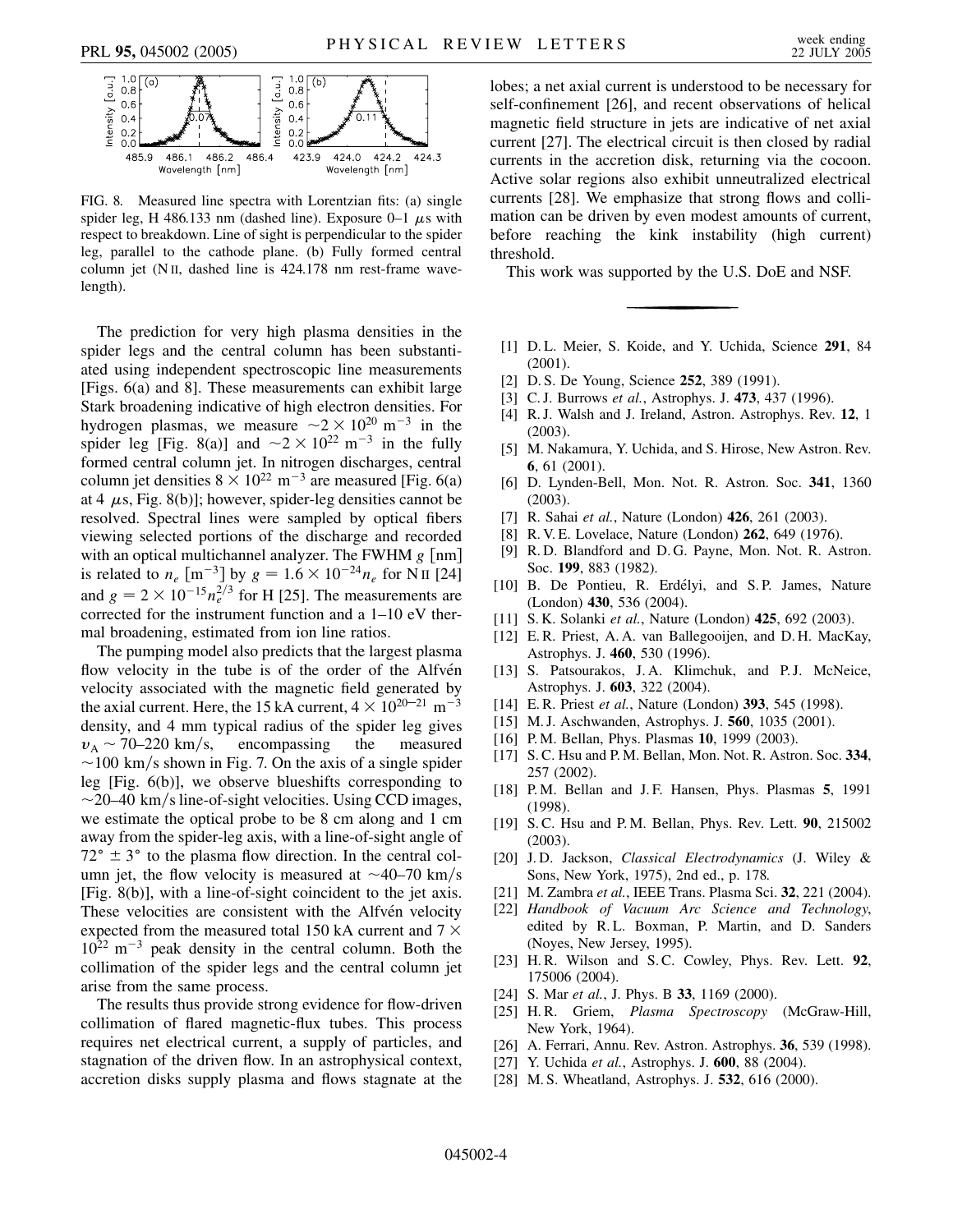(a)

1.0
0.8
0.6
0.4
0.2
0.0

Intensity [o.u.]

0.07

485.9 486.1 486.2 486.4

Wavelength [nm]

(b)

1.0
0.8
0.6
0.4
0.2
0.0

Intensity [o.u.]

0.11

423.9 424.0 424.2 424.3

Wavelength [nm]

FIG. 8. Measured line spectra with Lorentzian fits: (a) single spider leg, H 486.133 nm (dashed line). Exposure 0–1 $\mu$s with respect to breakdown. Line of sight is perpendicular to the spider leg, parallel to the cathode plane. (b) Fully formed central column jet (N II, dashed line is 424.178 nm rest-frame wavelength).

The prediction for very high plasma densities in the spider legs and the central column has been substantiated using independent spectroscopic line measurements [Figs. 6(a) and 8]. These measurements can exhibit large Stark broadening indicative of high electron densities. For hydrogen plasmas, we measure $\sim 2 \times 10^{20}$ m$^{-3}$ in the spider leg [Fig. 8(a)] and $\sim 2 \times 10^{22}$ m$^{-3}$ in the fully formed central column jet. In nitrogen discharges, central column jet densities $8 \times 10^{22}$ m$^{-3}$ are measured [Fig. 6(a) at 4 $\mu$s, Fig. 8(b)]; however, spider-leg densities cannot be resolved. Spectral lines were sampled by optical fibers viewing selected portions of the discharge and recorded with an optical multichannel analyzer. The FWHM $g$ [nm] is related to $n_e$ [m$^{-3}$] by $g = 1.6 \times 10^{-24} n_e$ for N II [24] and $g = 2 \times 10^{-15} n_e^{2/3}$ for H [25]. The measurements are corrected for the instrument function and a 1–10 eV thermal broadening, estimated from ion line ratios.

The pumping model also predicts that the largest plasma flow velocity in the tube is of the order of the Alfvén velocity associated with the magnetic field generated by the axial current. Here, the 15 kA current, $4 \times 10^{20-21}$ m$^{-3}$ density, and 4 mm typical radius of the spider leg gives $v_A \sim 70$–220 km/s, encompassing the measured $\sim$100 km/s shown in Fig. 7. On the axis of a single spider leg [Fig. 6(b)], we observe blueshifts corresponding to $\sim$20–40 km/s line-of-sight velocities. Using CCD images, we estimate the optical probe to be 8 cm along and 1 cm away from the spider-leg axis, with a line-of-sight angle of $72° \pm 3°$ to the plasma flow direction. In the central column jet, the flow velocity is measured at $\sim$40–70 km/s [Fig. 8(b)], with a line-of-sight coincident to the jet axis. These velocities are consistent with the Alfvén velocity expected from the measured total 150 kA current and $7 \times 10^{22}$ m$^{-3}$ peak density in the central column. Both the collimation of the spider legs and the central column jet arise from the same process.

The results thus provide strong evidence for flow-driven collimation of flared magnetic-flux tubes. This process requires net electrical current, a supply of particles, and stagnation of the driven flow. In an astrophysical context, accretion disks supply plasma and flows stagnate at the lobes; a net axial current is understood to be necessary for self-confinement [26], and recent observations of helical magnetic field structure in jets are indicative of net axial current [27]. The electrical circuit is then closed by radial currents in the accretion disk, returning via the cocoon. Active solar regions also exhibit unneutralized electrical currents [28]. We emphasize that strong flows and collimation can be driven by even modest amounts of current, before reaching the kink instability (high current) threshold.

This work was supported by the U.S. DoE and NSF.

---

[1] D. L. Meier, S. Koide, and Y. Uchida, Science **291**, 84 (2001).
[2] D. S. De Young, Science **252**, 389 (1991).
[3] C. J. Burrows *et al.*, Astrophys. J. **473**, 437 (1996).
[4] R. J. Walsh and J. Ireland, Astron. Astrophys. Rev. **12**, 1 (2003).
[5] M. Nakamura, Y. Uchida, and S. Hirose, New Astron. Rev. **6**, 61 (2001).
[6] D. Lynden-Bell, Mon. Not. R. Astron. Soc. **341**, 1360 (2003).
[7] R. Sahai *et al.*, Nature (London) **426**, 261 (2003).
[8] R. V. E. Lovelace, Nature (London) **262**, 649 (1976).
[9] R. D. Blandford and D. G. Payne, Mon. Not. R. Astron. Soc. **199**, 883 (1982).
[10] B. De Pontieu, R. Erdélyi, and S. P. James, Nature (London) **430**, 536 (2004).
[11] S. K. Solanki *et al.*, Nature (London) **425**, 692 (2003).
[12] E. R. Priest, A. A. van Ballegooijen, and D. H. MacKay, Astrophys. J. **460**, 530 (1996).
[13] S. Patsourakos, J. A. Klimchuk, and P. J. McNeice, Astrophys. J. **603**, 322 (2004).
[14] E. R. Priest *et al.*, Nature (London) **393**, 545 (1998).
[15] M. J. Aschwanden, Astrophys. J. **560**, 1035 (2001).
[16] P. M. Bellan, Phys. Plasmas **10**, 1999 (2003).
[17] S. C. Hsu and P. M. Bellan, Mon. Not. R. Astron. Soc. **334**, 257 (2002).
[18] P. M. Bellan and J. F. Hansen, Phys. Plasmas **5**, 1991 (1998).
[19] S. C. Hsu and P. M. Bellan, Phys. Rev. Lett. **90**, 215002 (2003).
[20] J. D. Jackson, *Classical Electrodynamics* (J. Wiley & Sons, New York, 1975), 2nd ed., p. 178.
[21] M. Zambra *et al.*, IEEE Trans. Plasma Sci. **32**, 221 (2004).
[22] *Handbook of Vacuum Arc Science and Technology*, edited by R. L. Boxman, P. Martin, and D. Sanders (Noyes, New Jersey, 1995).
[23] H. R. Wilson and S. C. Cowley, Phys. Rev. Lett. **92**, 175006 (2004).
[24] S. Mar *et al.*, J. Phys. B **33**, 1169 (2000).
[25] H. R. Griem, *Plasma Spectroscopy* (McGraw-Hill, New York, 1964).
[26] A. Ferrari, Annu. Rev. Astron. Astrophys. **36**, 539 (1998).
[27] Y. Uchida *et al.*, Astrophys. J. **600**, 88 (2004).
[28] M. S. Wheatland, Astrophys. J. **532**, 616 (2000).